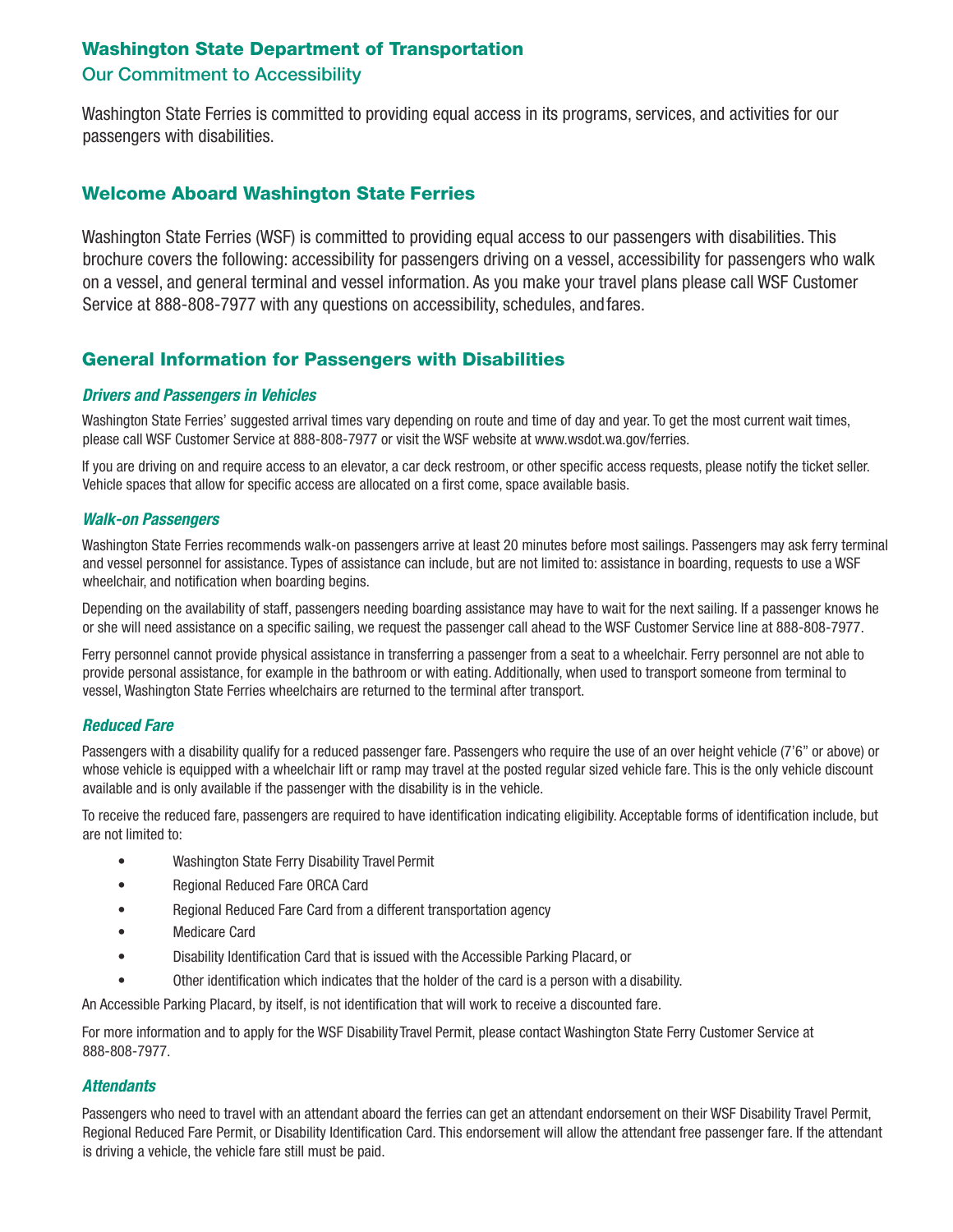## Washington State Department of Transportation

### Our Commitment to Accessibility

Washington State Ferries is committed to providing equal access in its programs, services, and activities for our passengers with disabilities.

## Welcome Aboard Washington State Ferries

Washington State Ferries (WSF) is committed to providing equal access to our passengers with disabilities. This brochure covers the following: accessibility for passengers driving on a vessel, accessibility for passengers who walk on a vessel, and general terminal and vessel information. As you make your travel plans please call WSF Customer Service at 888-808-7977 with any questions on accessibility, schedules, and fares.

## General Information for Passengers with Disabilities

### *Drivers and Passengers in Vehicles*

Washington State Ferries' suggested arrival times vary depending on route and time of day and year. To get the most current wait times, please call WSF Customer Service at 888-808-7977 or visit the WSF website at www.wsdot.wa.gov/ferries.

If you are driving on and require access to an elevator, a car deck restroom, or other specific access requests, please notify the ticket seller. Vehicle spaces that allow for specific access are allocated on a first come, space available basis.

### *Walk-on Passengers*

Washington State Ferries recommends walk-on passengers arrive at least 20 minutes before most sailings. Passengers may ask ferry terminal and vessel personnel for assistance. Types of assistance can include, but are not limited to: assistance in boarding, requests to use a WSF wheelchair, and notification when boarding begins.

Depending on the availability of staff, passengers needing boarding assistance may have to wait for the next sailing. If a passenger knows he or she will need assistance on a specific sailing, we request the passenger call ahead to the WSF Customer Service line at 888-808-7977.

Ferry personnel cannot provide physical assistance in transferring a passenger from a seat to a wheelchair. Ferry personnel are not able to provide personal assistance, for example in the bathroom or with eating. Additionally, when used to transport someone from terminal to vessel, Washington State Ferries wheelchairs are returned to the terminal after transport.

### *Reduced Fare*

Passengers with a disability qualify for a reduced passenger fare. Passengers who require the use of an over height vehicle (7'6" or above) or whose vehicle is equipped with a wheelchair lift or ramp may travel at the posted regular sized vehicle fare. This is the only vehicle discount available and is only available if the passenger with the disability is in the vehicle.

To receive the reduced fare, passengers are required to have identification indicating eligibility. Acceptable forms of identification include, but are not limited to:

- Washington State Ferry Disability Travel Permit
- Regional Reduced Fare ORCA Card
- Regional Reduced Fare Card from a different transportation agency
- Medicare Card
- Disability Identification Card that is issued with the Accessible Parking Placard, or
- Other identification which indicates that the holder of the card is a person with a disability.

An Accessible Parking Placard, by itself, is not identification that will work to receive a discounted fare.

For more information and to apply for the WSF Disability Travel Permit, please contact Washington State Ferry Customer Service at 888-808-7977.

### *Attendants*

Passengers who need to travel with an attendant aboard the ferries can get an attendant endorsement on their WSF Disability Travel Permit, Regional Reduced Fare Permit, or Disability Identification Card. This endorsement will allow the attendant free passenger fare. If the attendant is driving a vehicle, the vehicle fare still must be paid.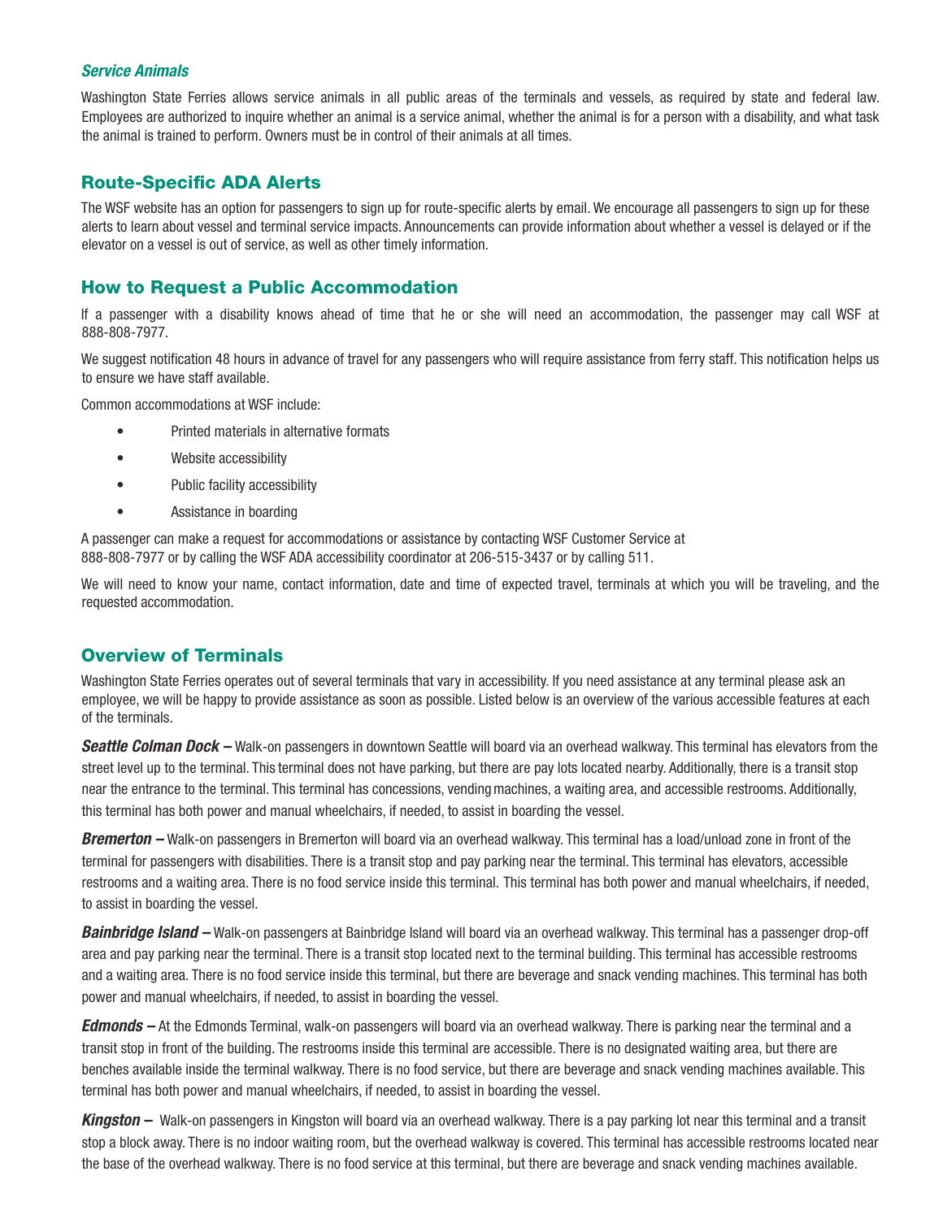### *Service Animals*

Washington State Ferries allows service animals in all public areas of the terminals and vessels, as required by state and federal law. Employees are authorized to inquire whether an animal is a service animal, whether the animal is for a person with a disability, and what task the animal is trained to perform. Owners must be in control of their animals at all times.

## Route-Specific ADA Alerts

The WSF website has an option for passengers to sign up for route-specific alerts by email. We encourage all passengers to sign up for these alerts to learn about vessel and terminal service impacts. Announcements can provide information about whether a vessel is delayed or if the elevator on a vessel is out of service, as well as other timely information.

## How to Request a Public Accommodation

If a passenger with a disability knows ahead of time that he or she will need an accommodation, the passenger may call WSF at 888-808-7977.

We suggest notification 48 hours in advance of travel for any passengers who will require assistance from ferry staff. This notification helps us to ensure we have staff available.

Common accommodations at WSF include:

- Printed materials in alternative formats
- Website accessibility
- Public facility accessibility
- Assistance in boarding

A passenger can make a request for accommodations or assistance by contacting WSF Customer Service at 888-808-7977 or by calling the WSF ADA accessibility coordinator at 206-515-3437 or by calling 511.

We will need to know your name, contact information, date and time of expected travel, terminals at which you will be traveling, and the requested accommodation.

## Overview of Terminals

Washington State Ferries operates out of several terminals that vary in accessibility. If you need assistance at any terminal please ask an employee, we will be happy to provide assistance as soon as possible. Listed below is an overview of the various accessible features at each of the terminals.

***Seattle Colman Dock –*** Walk-on passengers in downtown Seattle will board via an overhead walkway. This terminal has elevators from the street level up to the terminal. This terminal does not have parking, but there are pay lots located nearby. Additionally, there is a transit stop near the entrance to the terminal. This terminal has concessions, vending machines, a waiting area, and accessible restrooms. Additionally, this terminal has both power and manual wheelchairs, if needed, to assist in boarding the vessel.

***Bremerton –*** Walk-on passengers in Bremerton will board via an overhead walkway. This terminal has a load/unload zone in front of the terminal for passengers with disabilities. There is a transit stop and pay parking near the terminal. This terminal has elevators, accessible restrooms and a waiting area. There is no food service inside this terminal. This terminal has both power and manual wheelchairs, if needed, to assist in boarding the vessel.

***Bainbridge Island –*** Walk-on passengers at Bainbridge Island will board via an overhead walkway. This terminal has a passenger drop-off area and pay parking near the terminal. There is a transit stop located next to the terminal building. This terminal has accessible restrooms and a waiting area. There is no food service inside this terminal, but there are beverage and snack vending machines. This terminal has both power and manual wheelchairs, if needed, to assist in boarding the vessel.

***Edmonds –*** At the Edmonds Terminal, walk-on passengers will board via an overhead walkway. There is parking near the terminal and a transit stop in front of the building. The restrooms inside this terminal are accessible. There is no designated waiting area, but there are benches available inside the terminal walkway. There is no food service, but there are beverage and snack vending machines available. This terminal has both power and manual wheelchairs, if needed, to assist in boarding the vessel.

***Kingston –*** Walk-on passengers in Kingston will board via an overhead walkway. There is a pay parking lot near this terminal and a transit stop a block away. There is no indoor waiting room, but the overhead walkway is covered. This terminal has accessible restrooms located near the base of the overhead walkway. There is no food service at this terminal, but there are beverage and snack vending machines available.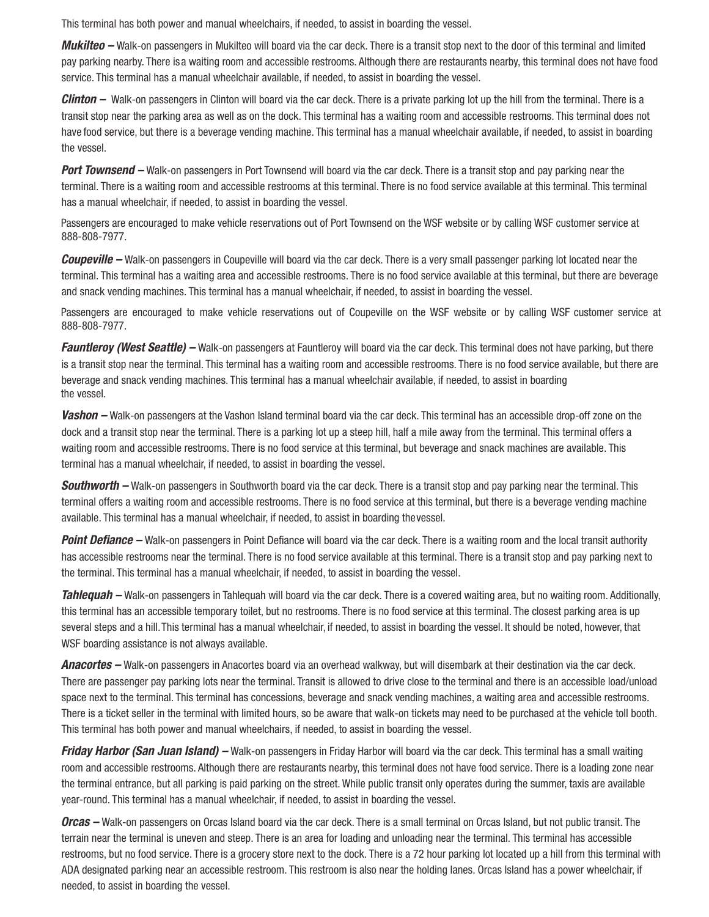This terminal has both power and manual wheelchairs, if needed, to assist in boarding the vessel.

***Mukilteo –*** Walk-on passengers in Mukilteo will board via the car deck. There is a transit stop next to the door of this terminal and limited pay parking nearby. There is a waiting room and accessible restrooms. Although there are restaurants nearby, this terminal does not have food service. This terminal has a manual wheelchair available, if needed, to assist in boarding the vessel.

***Clinton –*** Walk-on passengers in Clinton will board via the car deck. There is a private parking lot up the hill from the terminal. There is a transit stop near the parking area as well as on the dock. This terminal has a waiting room and accessible restrooms. This terminal does not have food service, but there is a beverage vending machine. This terminal has a manual wheelchair available, if needed, to assist in boarding the vessel.

***Port Townsend –*** Walk-on passengers in Port Townsend will board via the car deck. There is a transit stop and pay parking near the terminal. There is a waiting room and accessible restrooms at this terminal. There is no food service available at this terminal. This terminal has a manual wheelchair, if needed, to assist in boarding the vessel.

Passengers are encouraged to make vehicle reservations out of Port Townsend on the WSF website or by calling WSF customer service at 888-808-7977.

***Coupeville –*** Walk-on passengers in Coupeville will board via the car deck. There is a very small passenger parking lot located near the terminal. This terminal has a waiting area and accessible restrooms. There is no food service available at this terminal, but there are beverage and snack vending machines. This terminal has a manual wheelchair, if needed, to assist in boarding the vessel.

Passengers are encouraged to make vehicle reservations out of Coupeville on the WSF website or by calling WSF customer service at 888-808-7977.

***Fauntleroy (West Seattle) –*** Walk-on passengers at Fauntleroy will board via the car deck. This terminal does not have parking, but there is a transit stop near the terminal. This terminal has a waiting room and accessible restrooms. There is no food service available, but there are beverage and snack vending machines. This terminal has a manual wheelchair available, if needed, to assist in boarding the vessel.

***Vashon –*** Walk-on passengers at the Vashon Island terminal board via the car deck. This terminal has an accessible drop-off zone on the dock and a transit stop near the terminal. There is a parking lot up a steep hill, half a mile away from the terminal. This terminal offers a waiting room and accessible restrooms. There is no food service at this terminal, but beverage and snack machines are available. This terminal has a manual wheelchair, if needed, to assist in boarding the vessel.

***Southworth –*** Walk-on passengers in Southworth board via the car deck. There is a transit stop and pay parking near the terminal. This terminal offers a waiting room and accessible restrooms. There is no food service at this terminal, but there is a beverage vending machine available. This terminal has a manual wheelchair, if needed, to assist in boarding the vessel.

***Point Defiance –*** Walk-on passengers in Point Defiance will board via the car deck. There is a waiting room and the local transit authority has accessible restrooms near the terminal. There is no food service available at this terminal. There is a transit stop and pay parking next to the terminal. This terminal has a manual wheelchair, if needed, to assist in boarding the vessel.

***Tahlequah –*** Walk-on passengers in Tahlequah will board via the car deck. There is a covered waiting area, but no waiting room. Additionally, this terminal has an accessible temporary toilet, but no restrooms. There is no food service at this terminal. The closest parking area is up several steps and a hill. This terminal has a manual wheelchair, if needed, to assist in boarding the vessel. It should be noted, however, that WSF boarding assistance is not always available.

***Anacortes –*** Walk-on passengers in Anacortes board via an overhead walkway, but will disembark at their destination via the car deck. There are passenger pay parking lots near the terminal. Transit is allowed to drive close to the terminal and there is an accessible load/unload space next to the terminal. This terminal has concessions, beverage and snack vending machines, a waiting area and accessible restrooms. There is a ticket seller in the terminal with limited hours, so be aware that walk-on tickets may need to be purchased at the vehicle toll booth. This terminal has both power and manual wheelchairs, if needed, to assist in boarding the vessel.

***Friday Harbor (San Juan Island) –*** Walk-on passengers in Friday Harbor will board via the car deck. This terminal has a small waiting room and accessible restrooms. Although there are restaurants nearby, this terminal does not have food service. There is a loading zone near the terminal entrance, but all parking is paid parking on the street. While public transit only operates during the summer, taxis are available year-round. This terminal has a manual wheelchair, if needed, to assist in boarding the vessel.

***Orcas –*** Walk-on passengers on Orcas Island board via the car deck. There is a small terminal on Orcas Island, but not public transit. The terrain near the terminal is uneven and steep. There is an area for loading and unloading near the terminal. This terminal has accessible restrooms, but no food service. There is a grocery store next to the dock. There is a 72 hour parking lot located up a hill from this terminal with ADA designated parking near an accessible restroom. This restroom is also near the holding lanes. Orcas Island has a power wheelchair, if needed, to assist in boarding the vessel.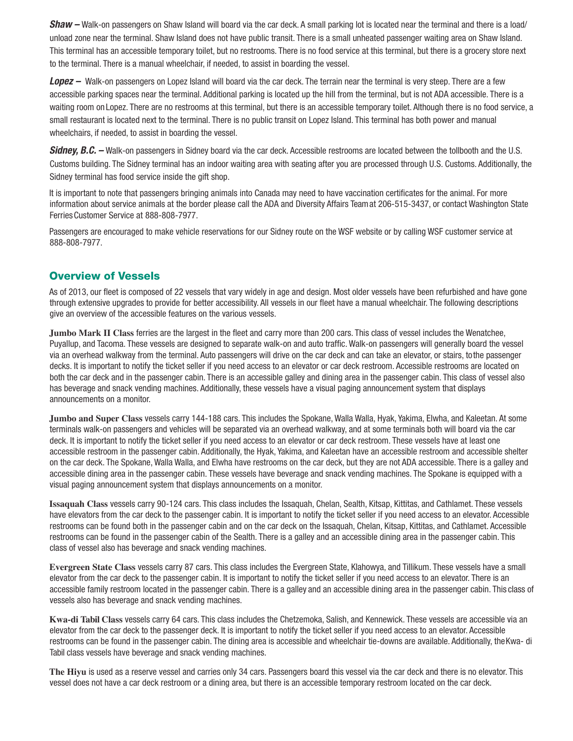***Shaw –*** Walk-on passengers on Shaw Island will board via the car deck. A small parking lot is located near the terminal and there is a load/unload zone near the terminal. Shaw Island does not have public transit. There is a small unheated passenger waiting area on Shaw Island. This terminal has an accessible temporary toilet, but no restrooms. There is no food service at this terminal, but there is a grocery store next to the terminal. There is a manual wheelchair, if needed, to assist in boarding the vessel.

***Lopez –*** Walk-on passengers on Lopez Island will board via the car deck. The terrain near the terminal is very steep. There are a few accessible parking spaces near the terminal. Additional parking is located up the hill from the terminal, but is not ADA accessible. There is a waiting room on Lopez. There are no restrooms at this terminal, but there is an accessible temporary toilet. Although there is no food service, a small restaurant is located next to the terminal. There is no public transit on Lopez Island. This terminal has both power and manual wheelchairs, if needed, to assist in boarding the vessel.

***Sidney, B.C. –*** Walk-on passengers in Sidney board via the car deck. Accessible restrooms are located between the tollbooth and the U.S. Customs building. The Sidney terminal has an indoor waiting area with seating after you are processed through U.S. Customs. Additionally, the Sidney terminal has food service inside the gift shop.

It is important to note that passengers bringing animals into Canada may need to have vaccination certificates for the animal. For more information about service animals at the border please call the ADA and Diversity Affairs Team at 206-515-3437, or contact Washington State Ferries Customer Service at 888-808-7977.

Passengers are encouraged to make vehicle reservations for our Sidney route on the WSF website or by calling WSF customer service at 888-808-7977.

## Overview of Vessels

As of 2013, our fleet is composed of 22 vessels that vary widely in age and design. Most older vessels have been refurbished and have gone through extensive upgrades to provide for better accessibility. All vessels in our fleet have a manual wheelchair. The following descriptions give an overview of the accessible features on the various vessels.

**Jumbo Mark II Class** ferries are the largest in the fleet and carry more than 200 cars. This class of vessel includes the Wenatchee, Puyallup, and Tacoma. These vessels are designed to separate walk-on and auto traffic. Walk-on passengers will generally board the vessel via an overhead walkway from the terminal. Auto passengers will drive on the car deck and can take an elevator, or stairs, to the passenger decks. It is important to notify the ticket seller if you need access to an elevator or car deck restroom. Accessible restrooms are located on both the car deck and in the passenger cabin. There is an accessible galley and dining area in the passenger cabin. This class of vessel also has beverage and snack vending machines. Additionally, these vessels have a visual paging announcement system that displays announcements on a monitor.

**Jumbo and Super Class** vessels carry 144-188 cars. This includes the Spokane, Walla Walla, Hyak, Yakima, Elwha, and Kaleetan. At some terminals walk-on passengers and vehicles will be separated via an overhead walkway, and at some terminals both will board via the car deck. It is important to notify the ticket seller if you need access to an elevator or car deck restroom. These vessels have at least one accessible restroom in the passenger cabin. Additionally, the Hyak, Yakima, and Kaleetan have an accessible restroom and accessible shelter on the car deck. The Spokane, Walla Walla, and Elwha have restrooms on the car deck, but they are not ADA accessible. There is a galley and accessible dining area in the passenger cabin. These vessels have beverage and snack vending machines. The Spokane is equipped with a visual paging announcement system that displays announcements on a monitor.

**Issaquah Class** vessels carry 90-124 cars. This class includes the Issaquah, Chelan, Sealth, Kitsap, Kittitas, and Cathlamet. These vessels have elevators from the car deck to the passenger cabin. It is important to notify the ticket seller if you need access to an elevator. Accessible restrooms can be found both in the passenger cabin and on the car deck on the Issaquah, Chelan, Kitsap, Kittitas, and Cathlamet. Accessible restrooms can be found in the passenger cabin of the Sealth. There is a galley and an accessible dining area in the passenger cabin. This class of vessel also has beverage and snack vending machines.

**Evergreen State Class** vessels carry 87 cars. This class includes the Evergreen State, Klahowya, and Tillikum. These vessels have a small elevator from the car deck to the passenger cabin. It is important to notify the ticket seller if you need access to an elevator. There is an accessible family restroom located in the passenger cabin. There is a galley and an accessible dining area in the passenger cabin. This class of vessels also has beverage and snack vending machines.

**Kwa-di Tabil Class** vessels carry 64 cars. This class includes the Chetzemoka, Salish, and Kennewick. These vessels are accessible via an elevator from the car deck to the passenger deck. It is important to notify the ticket seller if you need access to an elevator. Accessible restrooms can be found in the passenger cabin. The dining area is accessible and wheelchair tie-downs are available. Additionally, the Kwa- di Tabil class vessels have beverage and snack vending machines.

**The Hiyu** is used as a reserve vessel and carries only 34 cars. Passengers board this vessel via the car deck and there is no elevator. This vessel does not have a car deck restroom or a dining area, but there is an accessible temporary restroom located on the car deck.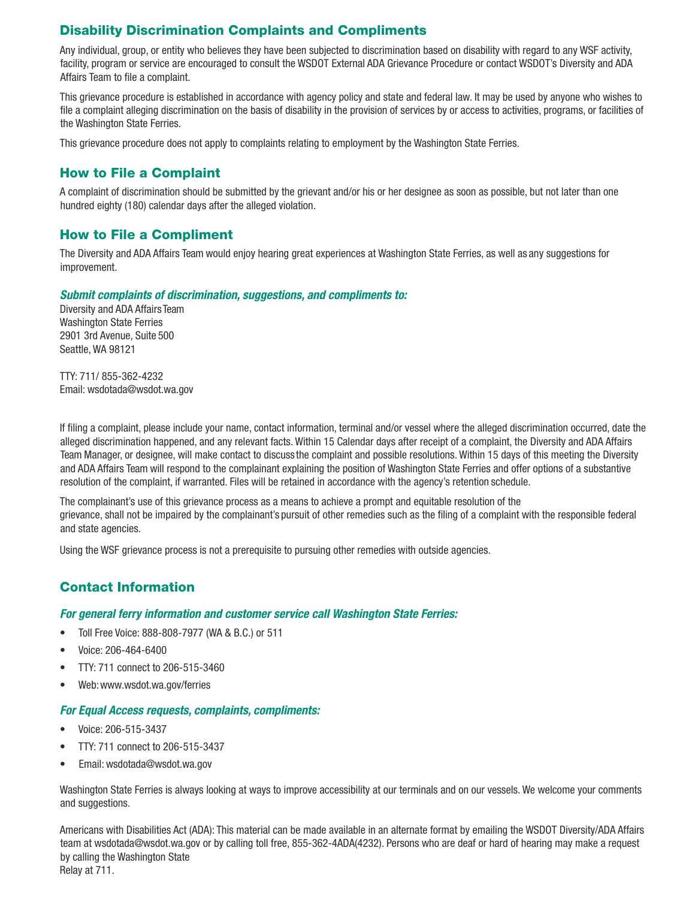## Disability Discrimination Complaints and Compliments

Any individual, group, or entity who believes they have been subjected to discrimination based on disability with regard to any WSF activity, facility, program or service are encouraged to consult the WSDOT External ADA Grievance Procedure or contact WSDOT's Diversity and ADA Affairs Team to file a complaint.

This grievance procedure is established in accordance with agency policy and state and federal law. It may be used by anyone who wishes to file a complaint alleging discrimination on the basis of disability in the provision of services by or access to activities, programs, or facilities of the Washington State Ferries.

This grievance procedure does not apply to complaints relating to employment by the Washington State Ferries.

## How to File a Complaint

A complaint of discrimination should be submitted by the grievant and/or his or her designee as soon as possible, but not later than one hundred eighty (180) calendar days after the alleged violation.

## How to File a Compliment

The Diversity and ADA Affairs Team would enjoy hearing great experiences at Washington State Ferries, as well as any suggestions for improvement.

***Submit complaints of discrimination, suggestions, and compliments to:***

Diversity and ADA Affairs Team
Washington State Ferries
2901 3rd Avenue, Suite 500
Seattle, WA 98121

TTY: 711/ 855-362-4232
Email: wsdotada@wsdot.wa.gov

If filing a complaint, please include your name, contact information, terminal and/or vessel where the alleged discrimination occurred, date the alleged discrimination happened, and any relevant facts. Within 15 Calendar days after receipt of a complaint, the Diversity and ADA Affairs Team Manager, or designee, will make contact to discuss the complaint and possible resolutions. Within 15 days of this meeting the Diversity and ADA Affairs Team will respond to the complainant explaining the position of Washington State Ferries and offer options of a substantive resolution of the complaint, if warranted. Files will be retained in accordance with the agency's retention schedule.

The complainant's use of this grievance process as a means to achieve a prompt and equitable resolution of the grievance, shall not be impaired by the complainant's pursuit of other remedies such as the filing of a complaint with the responsible federal and state agencies.

Using the WSF grievance process is not a prerequisite to pursuing other remedies with outside agencies.

## Contact Information

***For general ferry information and customer service call Washington State Ferries:***

- Toll Free Voice: 888-808-7977 (WA & B.C.) or 511
- Voice: 206-464-6400
- TTY: 711 connect to 206-515-3460
- Web: www.wsdot.wa.gov/ferries

***For Equal Access requests, complaints, compliments:***

- Voice: 206-515-3437
- TTY: 711 connect to 206-515-3437
- Email: wsdotada@wsdot.wa.gov

Washington State Ferries is always looking at ways to improve accessibility at our terminals and on our vessels. We welcome your comments and suggestions.

Americans with Disabilities Act (ADA): This material can be made available in an alternate format by emailing the WSDOT Diversity/ADA Affairs team at wsdotada@wsdot.wa.gov or by calling toll free, 855-362-4ADA(4232). Persons who are deaf or hard of hearing may make a request by calling the Washington State Relay at 711.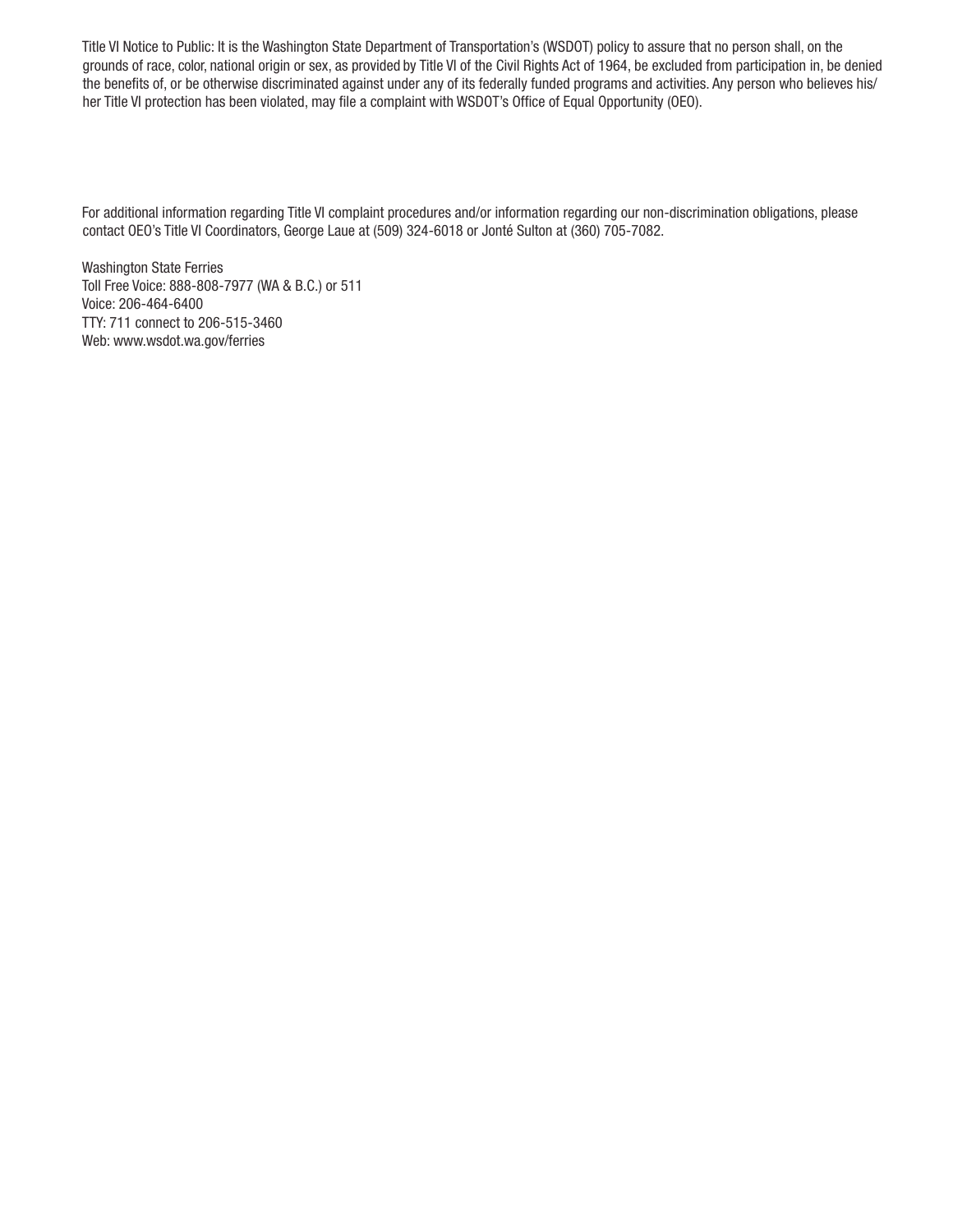Title VI Notice to Public: It is the Washington State Department of Transportation's (WSDOT) policy to assure that no person shall, on the grounds of race, color, national origin or sex, as provided by Title VI of the Civil Rights Act of 1964, be excluded from participation in, be denied the benefits of, or be otherwise discriminated against under any of its federally funded programs and activities. Any person who believes his/her Title VI protection has been violated, may file a complaint with WSDOT's Office of Equal Opportunity (OEO).

For additional information regarding Title VI complaint procedures and/or information regarding our non-discrimination obligations, please contact OEO's Title VI Coordinators, George Laue at (509) 324-6018 or Jonté Sulton at (360) 705-7082.

Washington State Ferries
Toll Free Voice: 888-808-7977 (WA & B.C.) or 511
Voice: 206-464-6400
TTY: 711 connect to 206-515-3460
Web: www.wsdot.wa.gov/ferries